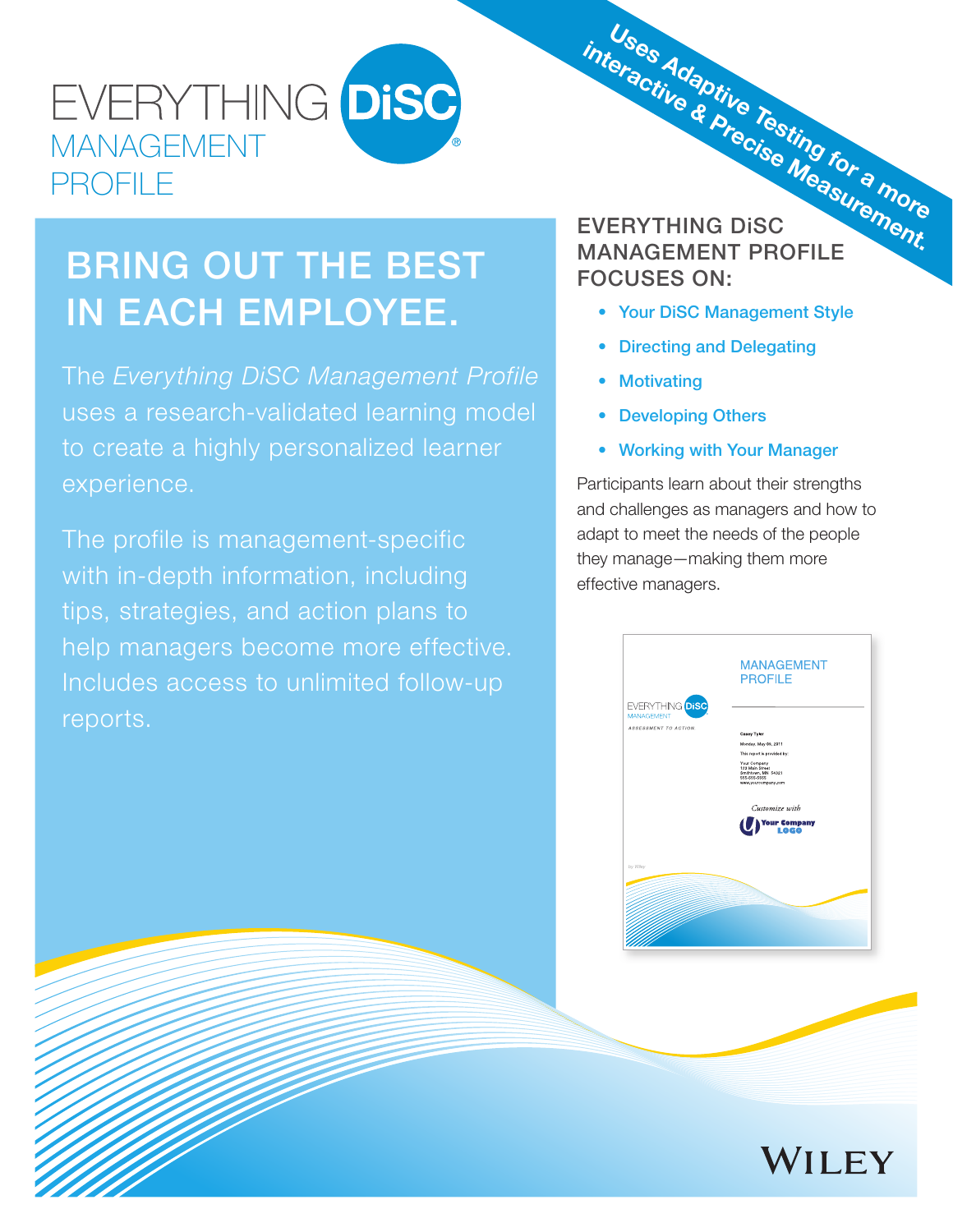# EVERYTHING DiSC® MANAGEMENT PROFILE

**Uses Adaptive Testing for a more interactive & Precise Measurement.**

## BRING OUT THE BEST IN EACH EMPLOYEE.

The *Everything DiSC Management Profile* uses a research-validated learning model to create a highly personalized learner experience.

The profile is management-specific with in-depth information, including tips, strategies, and action plans to help managers become more effective. Includes access to unlimited follow-up reports.

## EVERYTHING DiSC MANAGEMENT PROFILE FOCUSES ON:

- Your DiSC Management Style
- Directing and Delegating
- Motivating
- Developing Others
- Working with Your Manager

Participants learn about their strengths and challenges as managers and how to adapt to meet the needs of the people they manage—making them more effective managers.

WILEY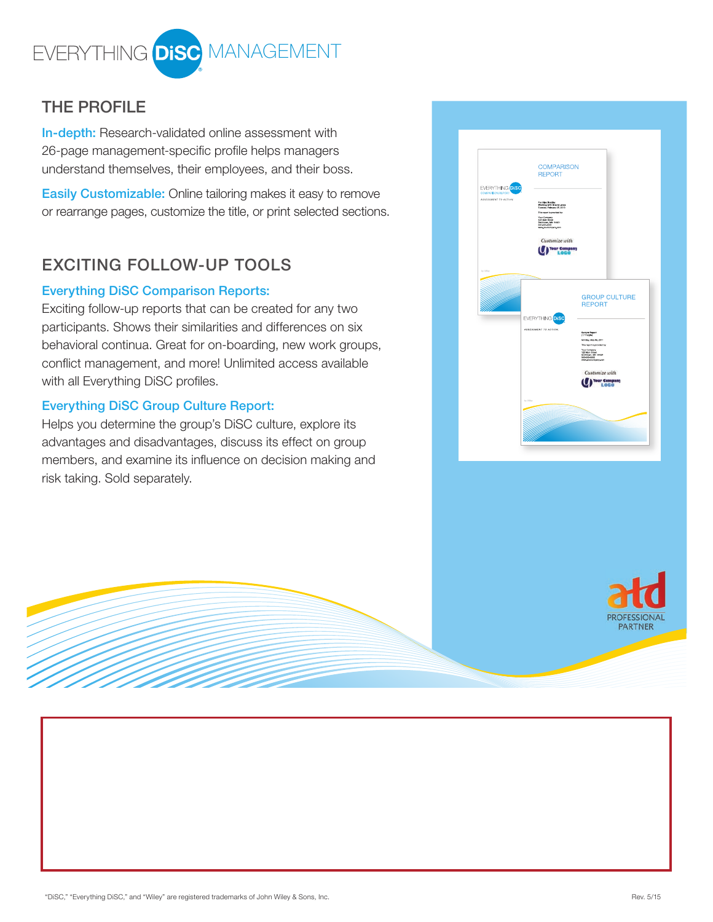EVERYTHING DiSC MANAGEMENT

## THE PROFILE

**In-depth:** Research-validated online assessment with 26-page management-specific profile helps managers understand themselves, their employees, and their boss.

**Easily Customizable:** Online tailoring makes it easy to remove or rearrange pages, customize the title, or print selected sections.

## EXCITING FOLLOW-UP TOOLS

### Everything DiSC Comparison Reports:

Exciting follow-up reports that can be created for any two participants. Shows their similarities and differences on six behavioral continua. Great for on-boarding, new work groups, conflict management, and more! Unlimited access available with all Everything DiSC profiles.

### Everything DiSC Group Culture Report:

Helps you determine the group's DiSC culture, explore its advantages and disadvantages, discuss its effect on group members, and examine its influence on decision making and risk taking. Sold separately.

atd PROFESSIONAL PARTNER

"DiSC," "Everything DiSC," and "Wiley" are registered trademarks of John Wiley & Sons, Inc.

Rev. 5/15